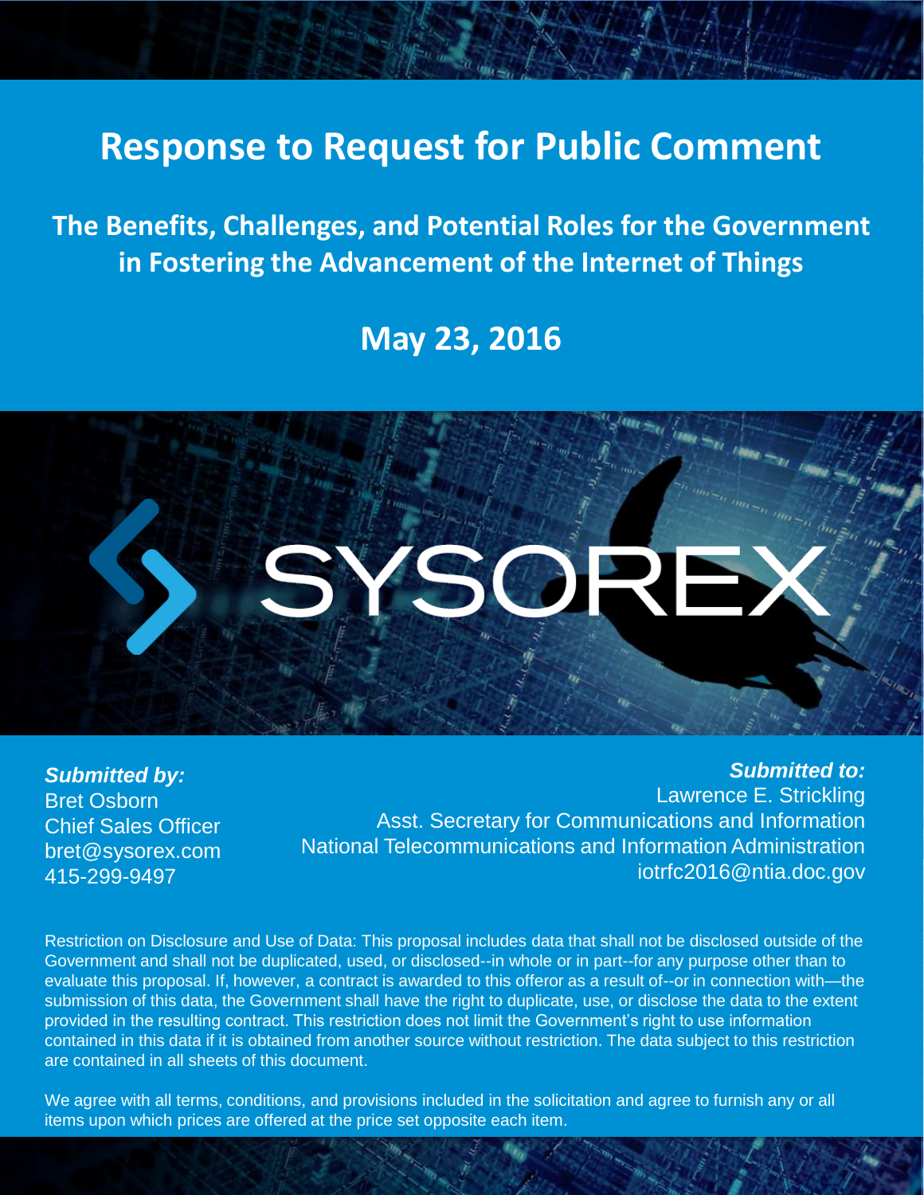# Response to Request for Public Comment

## The Benefits, Challenges, and Potential Roles for the Government in Fostering the Advancement of the Internet of Things

## May 23, 2016

SYSOREX

***Submitted by:***
Bret Osborn
Chief Sales Officer
bret@sysorex.com
415-299-9497

***Submitted to:***
Lawrence E. Strickling
Asst. Secretary for Communications and Information
National Telecommunications and Information Administration
iotrfc2016@ntia.doc.gov

Restriction on Disclosure and Use of Data: This proposal includes data that shall not be disclosed outside of the Government and shall not be duplicated, used, or disclosed--in whole or in part--for any purpose other than to evaluate this proposal. If, however, a contract is awarded to this offeror as a result of--or in connection with—the submission of this data, the Government shall have the right to duplicate, use, or disclose the data to the extent provided in the resulting contract. This restriction does not limit the Government's right to use information contained in this data if it is obtained from another source without restriction. The data subject to this restriction are contained in all sheets of this document.

We agree with all terms, conditions, and provisions included in the solicitation and agree to furnish any or all items upon which prices are offered at the price set opposite each item.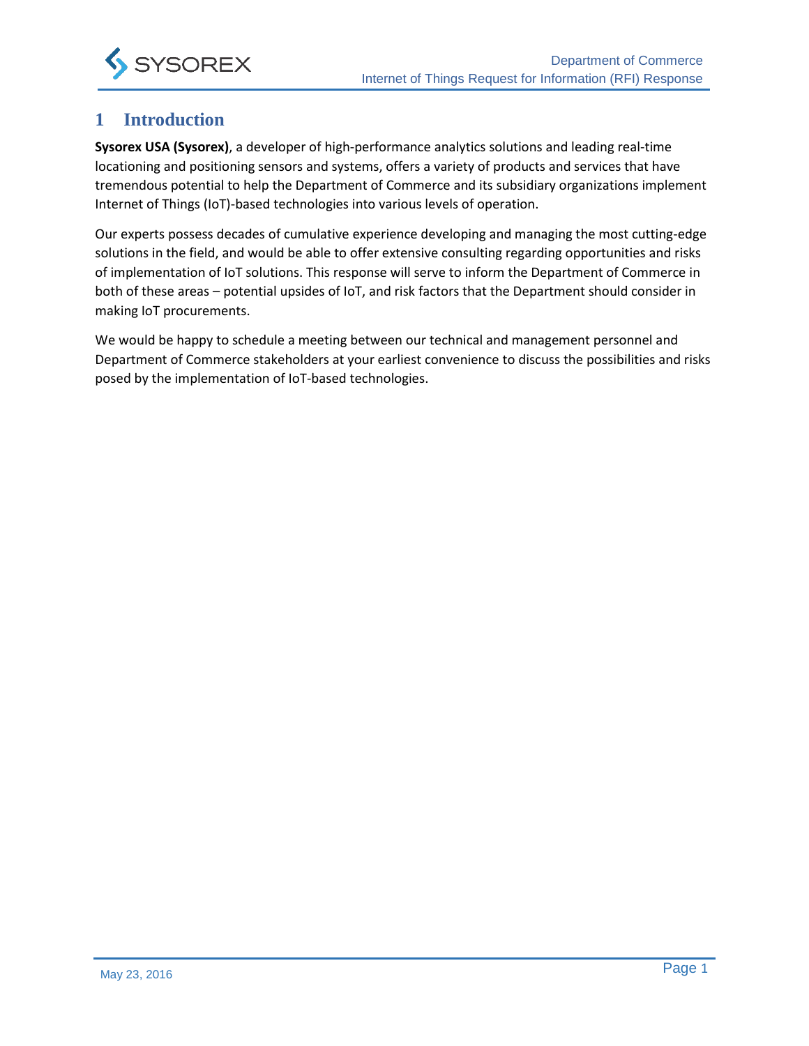# 1 Introduction

**Sysorex USA (Sysorex)**, a developer of high-performance analytics solutions and leading real-time locationing and positioning sensors and systems, offers a variety of products and services that have tremendous potential to help the Department of Commerce and its subsidiary organizations implement Internet of Things (IoT)-based technologies into various levels of operation.

Our experts possess decades of cumulative experience developing and managing the most cutting-edge solutions in the field, and would be able to offer extensive consulting regarding opportunities and risks of implementation of IoT solutions. This response will serve to inform the Department of Commerce in both of these areas – potential upsides of IoT, and risk factors that the Department should consider in making IoT procurements.

We would be happy to schedule a meeting between our technical and management personnel and Department of Commerce stakeholders at your earliest convenience to discuss the possibilities and risks posed by the implementation of IoT-based technologies.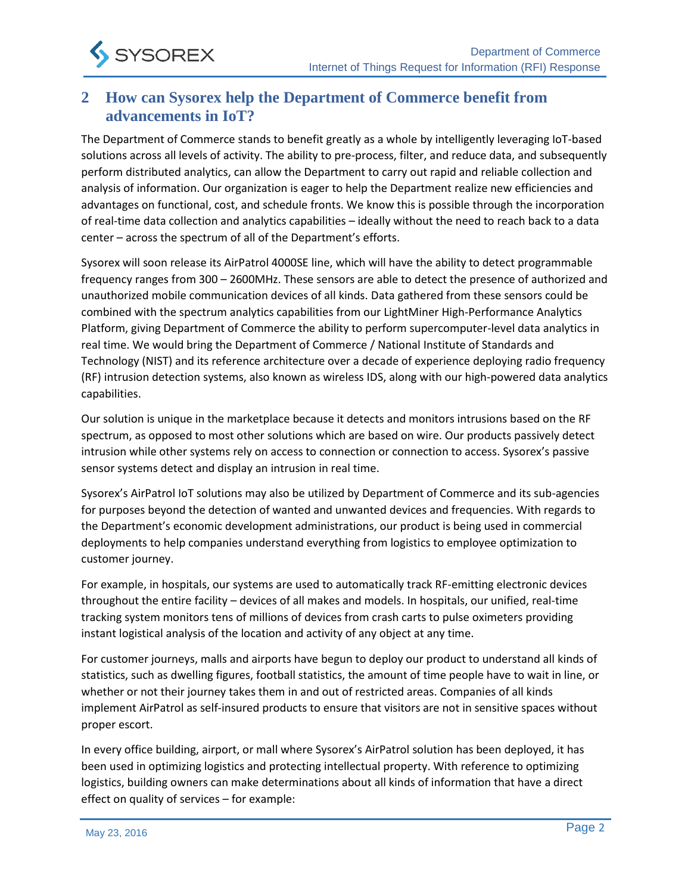## 2 How can Sysorex help the Department of Commerce benefit from advancements in IoT?

The Department of Commerce stands to benefit greatly as a whole by intelligently leveraging IoT-based solutions across all levels of activity. The ability to pre-process, filter, and reduce data, and subsequently perform distributed analytics, can allow the Department to carry out rapid and reliable collection and analysis of information. Our organization is eager to help the Department realize new efficiencies and advantages on functional, cost, and schedule fronts. We know this is possible through the incorporation of real-time data collection and analytics capabilities – ideally without the need to reach back to a data center – across the spectrum of all of the Department's efforts.

Sysorex will soon release its AirPatrol 4000SE line, which will have the ability to detect programmable frequency ranges from 300 – 2600MHz. These sensors are able to detect the presence of authorized and unauthorized mobile communication devices of all kinds. Data gathered from these sensors could be combined with the spectrum analytics capabilities from our LightMiner High-Performance Analytics Platform, giving Department of Commerce the ability to perform supercomputer-level data analytics in real time. We would bring the Department of Commerce / National Institute of Standards and Technology (NIST) and its reference architecture over a decade of experience deploying radio frequency (RF) intrusion detection systems, also known as wireless IDS, along with our high-powered data analytics capabilities.

Our solution is unique in the marketplace because it detects and monitors intrusions based on the RF spectrum, as opposed to most other solutions which are based on wire. Our products passively detect intrusion while other systems rely on access to connection or connection to access. Sysorex's passive sensor systems detect and display an intrusion in real time.

Sysorex's AirPatrol IoT solutions may also be utilized by Department of Commerce and its sub-agencies for purposes beyond the detection of wanted and unwanted devices and frequencies. With regards to the Department's economic development administrations, our product is being used in commercial deployments to help companies understand everything from logistics to employee optimization to customer journey.

For example, in hospitals, our systems are used to automatically track RF-emitting electronic devices throughout the entire facility – devices of all makes and models. In hospitals, our unified, real-time tracking system monitors tens of millions of devices from crash carts to pulse oximeters providing instant logistical analysis of the location and activity of any object at any time.

For customer journeys, malls and airports have begun to deploy our product to understand all kinds of statistics, such as dwelling figures, football statistics, the amount of time people have to wait in line, or whether or not their journey takes them in and out of restricted areas. Companies of all kinds implement AirPatrol as self-insured products to ensure that visitors are not in sensitive spaces without proper escort.

In every office building, airport, or mall where Sysorex's AirPatrol solution has been deployed, it has been used in optimizing logistics and protecting intellectual property. With reference to optimizing logistics, building owners can make determinations about all kinds of information that have a direct effect on quality of services – for example: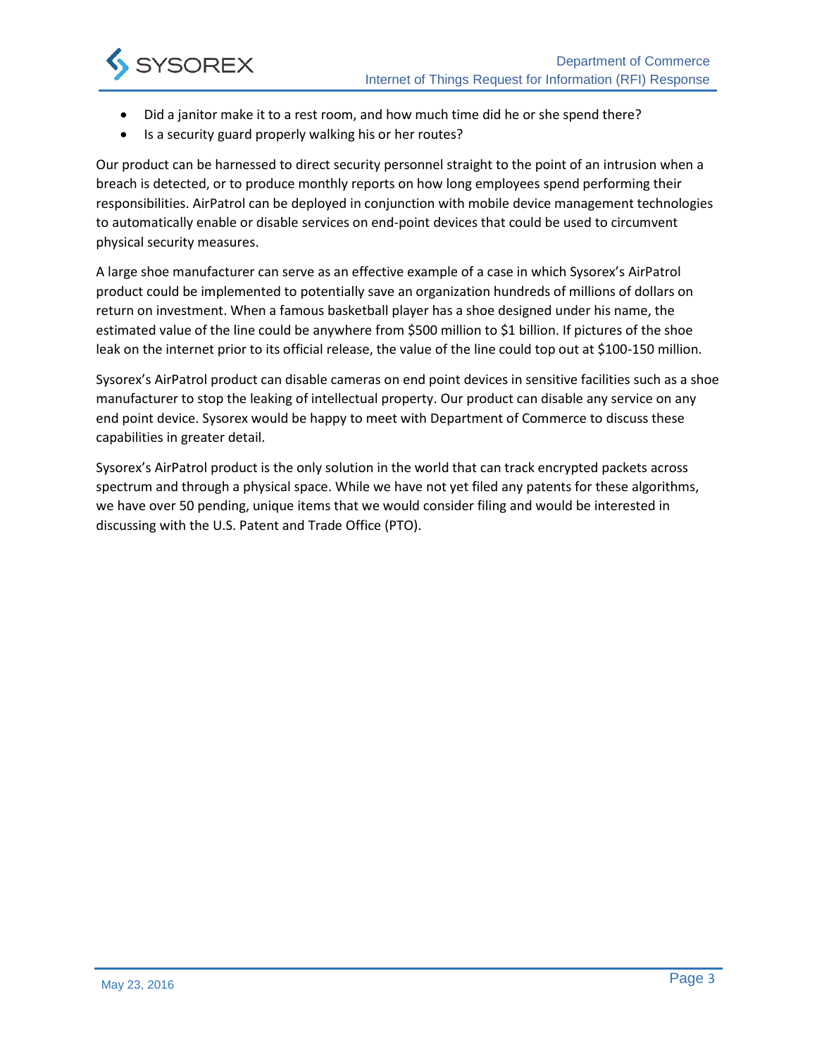- Did a janitor make it to a rest room, and how much time did he or she spend there?
- Is a security guard properly walking his or her routes?

Our product can be harnessed to direct security personnel straight to the point of an intrusion when a breach is detected, or to produce monthly reports on how long employees spend performing their responsibilities. AirPatrol can be deployed in conjunction with mobile device management technologies to automatically enable or disable services on end-point devices that could be used to circumvent physical security measures.

A large shoe manufacturer can serve as an effective example of a case in which Sysorex's AirPatrol product could be implemented to potentially save an organization hundreds of millions of dollars on return on investment. When a famous basketball player has a shoe designed under his name, the estimated value of the line could be anywhere from $500 million to $1 billion. If pictures of the shoe leak on the internet prior to its official release, the value of the line could top out at $100-150 million.

Sysorex's AirPatrol product can disable cameras on end point devices in sensitive facilities such as a shoe manufacturer to stop the leaking of intellectual property. Our product can disable any service on any end point device. Sysorex would be happy to meet with Department of Commerce to discuss these capabilities in greater detail.

Sysorex's AirPatrol product is the only solution in the world that can track encrypted packets across spectrum and through a physical space. While we have not yet filed any patents for these algorithms, we have over 50 pending, unique items that we would consider filing and would be interested in discussing with the U.S. Patent and Trade Office (PTO).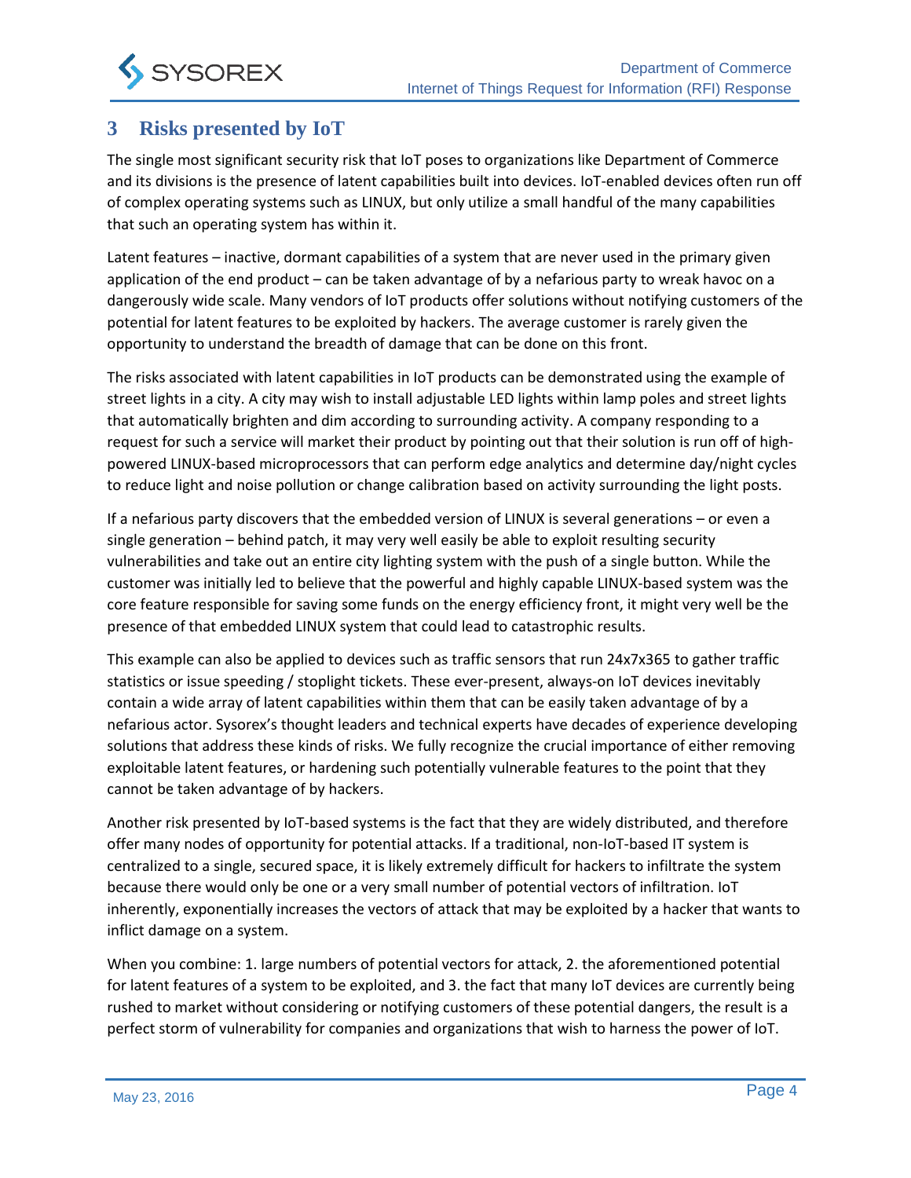## 3 Risks presented by IoT

The single most significant security risk that IoT poses to organizations like Department of Commerce and its divisions is the presence of latent capabilities built into devices. IoT-enabled devices often run off of complex operating systems such as LINUX, but only utilize a small handful of the many capabilities that such an operating system has within it.

Latent features – inactive, dormant capabilities of a system that are never used in the primary given application of the end product – can be taken advantage of by a nefarious party to wreak havoc on a dangerously wide scale. Many vendors of IoT products offer solutions without notifying customers of the potential for latent features to be exploited by hackers. The average customer is rarely given the opportunity to understand the breadth of damage that can be done on this front.

The risks associated with latent capabilities in IoT products can be demonstrated using the example of street lights in a city. A city may wish to install adjustable LED lights within lamp poles and street lights that automatically brighten and dim according to surrounding activity. A company responding to a request for such a service will market their product by pointing out that their solution is run off of high-powered LINUX-based microprocessors that can perform edge analytics and determine day/night cycles to reduce light and noise pollution or change calibration based on activity surrounding the light posts.

If a nefarious party discovers that the embedded version of LINUX is several generations – or even a single generation – behind patch, it may very well easily be able to exploit resulting security vulnerabilities and take out an entire city lighting system with the push of a single button. While the customer was initially led to believe that the powerful and highly capable LINUX-based system was the core feature responsible for saving some funds on the energy efficiency front, it might very well be the presence of that embedded LINUX system that could lead to catastrophic results.

This example can also be applied to devices such as traffic sensors that run 24x7x365 to gather traffic statistics or issue speeding / stoplight tickets. These ever-present, always-on IoT devices inevitably contain a wide array of latent capabilities within them that can be easily taken advantage of by a nefarious actor. Sysorex's thought leaders and technical experts have decades of experience developing solutions that address these kinds of risks. We fully recognize the crucial importance of either removing exploitable latent features, or hardening such potentially vulnerable features to the point that they cannot be taken advantage of by hackers.

Another risk presented by IoT-based systems is the fact that they are widely distributed, and therefore offer many nodes of opportunity for potential attacks. If a traditional, non-IoT-based IT system is centralized to a single, secured space, it is likely extremely difficult for hackers to infiltrate the system because there would only be one or a very small number of potential vectors of infiltration. IoT inherently, exponentially increases the vectors of attack that may be exploited by a hacker that wants to inflict damage on a system.

When you combine: 1. large numbers of potential vectors for attack, 2. the aforementioned potential for latent features of a system to be exploited, and 3. the fact that many IoT devices are currently being rushed to market without considering or notifying customers of these potential dangers, the result is a perfect storm of vulnerability for companies and organizations that wish to harness the power of IoT.